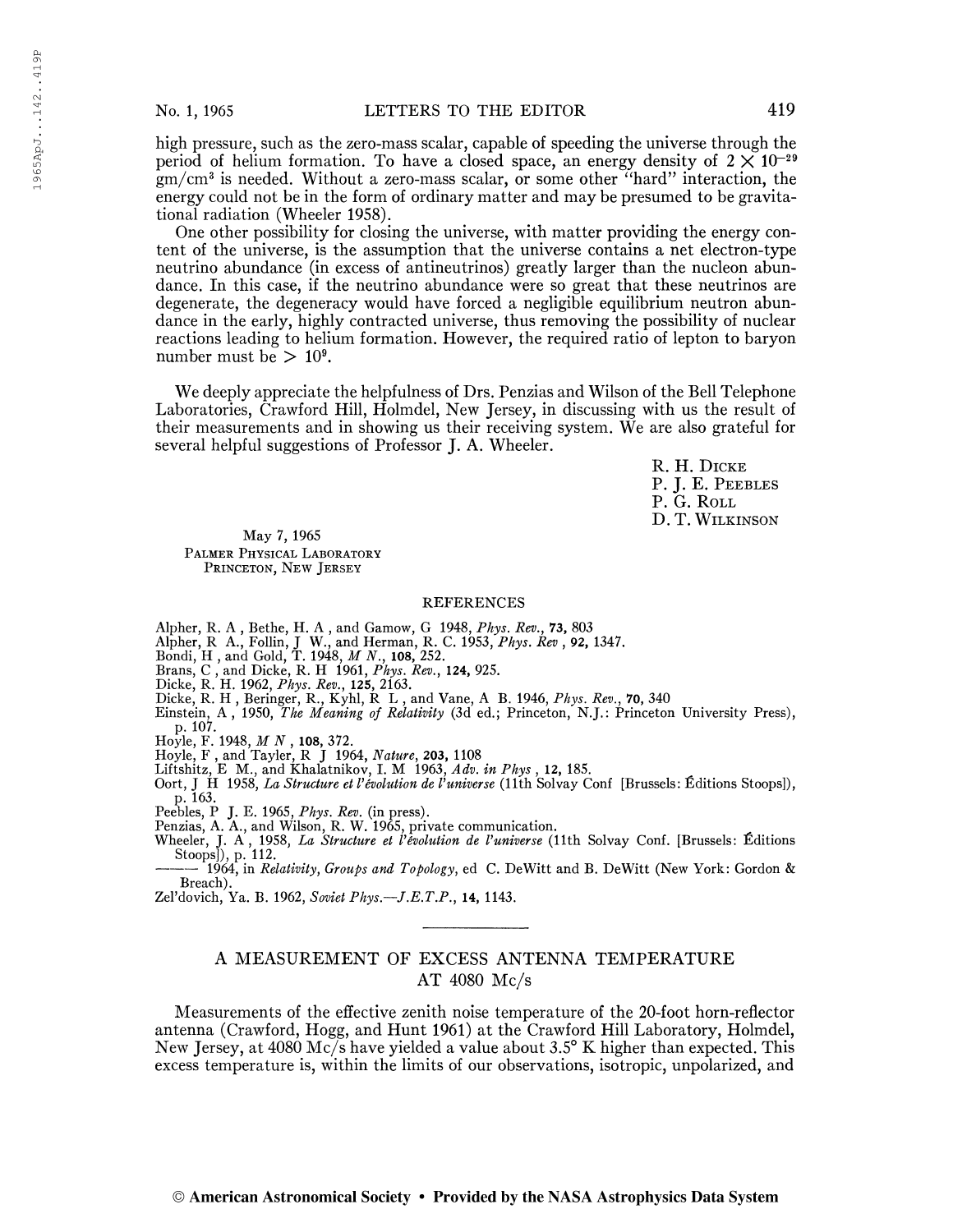high pressure, such as the zero-mass scalar, capable of speeding the universe through the period of helium formation. To have a closed space, an energy density of $2 \times 10^{-29}$ gm/cm$^3$ is needed. Without a zero-mass scalar, or some other "hard" interaction, the energy could not be in the form of ordinary matter and may be presumed to be gravitational radiation (Wheeler 1958).

One other possibility for closing the universe, with matter providing the energy content of the universe, is the assumption that the universe contains a net electron-type neutrino abundance (in excess of antineutrinos) greatly larger than the nucleon abundance. In this case, if the neutrino abundance were so great that these neutrinos are degenerate, the degeneracy would have forced a negligible equilibrium neutron abundance in the early, highly contracted universe, thus removing the possibility of nuclear reactions leading to helium formation. However, the required ratio of lepton to baryon number must be $> 10^9$.

We deeply appreciate the helpfulness of Drs. Penzias and Wilson of the Bell Telephone Laboratories, Crawford Hill, Holmdel, New Jersey, in discussing with us the result of their measurements and in showing us their receiving system. We are also grateful for several helpful suggestions of Professor J. A. Wheeler.

R. H. Dicke
P. J. E. Peebles
P. G. Roll
D. T. Wilkinson

May 7, 1965
Palmer Physical Laboratory
Princeton, New Jersey

## REFERENCES

Alpher, R. A , Bethe, H. A , and Gamow, G 1948, *Phys. Rev.*, **73,** 803
Alpher, R A., Follin, J W., and Herman, R. C. 1953, *Phys. Rev* , **92,** 1347.
Bondi, H , and Gold, T. 1948, *M N.*, **108,** 252.
Brans, C , and Dicke, R. H 1961, *Phys. Rev.*, **124,** 925.
Dicke, R. H. 1962, *Phys. Rev.*, **125,** 2163.
Dicke, R. H , Beringer, R., Kyhl, R L , and Vane, A B. 1946, *Phys. Rev.*, **70,** 340
Einstein, A , 1950, *The Meaning of Relativity* (3d ed.; Princeton, N.J.: Princeton University Press), p. 107.
Hoyle, F. 1948, *M N* , **108,** 372.
Hoyle, F , and Tayler, R J 1964, *Nature*, **203,** 1108
Liftshitz, E M., and Khalatnikov, I. M 1963, *Adv. in Phys* , **12,** 185.
Oort, J H 1958, *La Structure et l'évolution de l'universe* (11th Solvay Conf [Brussels: Éditions Stoops]), p. 163.
Peebles, P J. E. 1965, *Phys. Rev.* (in press).
Penzias, A. A., and Wilson, R. W. 1965, private communication.
Wheeler, J. A , 1958, *La Structure et l'évolution de l'universe* (11th Solvay Conf. [Brussels: Éditions Stoops]), p. 112.
——— 1964, in *Relativity, Groups and Topology*, ed C. DeWitt and B. DeWitt (New York: Gordon & Breach).
Zel'dovich, Ya. B. 1962, *Soviet Phys.—J.E.T.P.*, **14,** 1143.

---

# A MEASUREMENT OF EXCESS ANTENNA TEMPERATURE AT 4080 Mc/s

Measurements of the effective zenith noise temperature of the 20-foot horn-reflector antenna (Crawford, Hogg, and Hunt 1961) at the Crawford Hill Laboratory, Holmdel, New Jersey, at 4080 Mc/s have yielded a value about 3.5° K higher than expected. This excess temperature is, within the limits of our observations, isotropic, unpolarized, and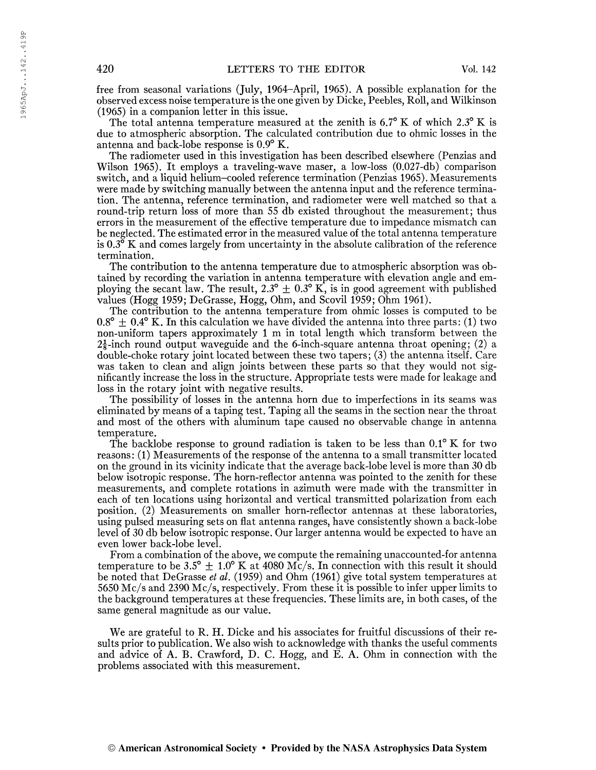free from seasonal variations (July, 1964–April, 1965). A possible explanation for the observed excess noise temperature is the one given by Dicke, Peebles, Roll, and Wilkinson (1965) in a companion letter in this issue.

The total antenna temperature measured at the zenith is 6.7° K of which 2.3° K is due to atmospheric absorption. The calculated contribution due to ohmic losses in the antenna and back-lobe response is 0.9° K.

The radiometer used in this investigation has been described elsewhere (Penzias and Wilson 1965). It employs a traveling-wave maser, a low-loss (0.027-db) comparison switch, and a liquid helium–cooled reference termination (Penzias 1965). Measurements were made by switching manually between the antenna input and the reference termination. The antenna, reference termination, and radiometer were well matched so that a round-trip return loss of more than 55 db existed throughout the measurement; thus errors in the measurement of the effective temperature due to impedance mismatch can be neglected. The estimated error in the measured value of the total antenna temperature is 0.3° K and comes largely from uncertainty in the absolute calibration of the reference termination.

The contribution to the antenna temperature due to atmospheric absorption was obtained by recording the variation in antenna temperature with elevation angle and employing the secant law. The result, 2.3° ± 0.3° K, is in good agreement with published values (Hogg 1959; DeGrasse, Hogg, Ohm, and Scovil 1959; Ohm 1961).

The contribution to the antenna temperature from ohmic losses is computed to be 0.8° ± 0.4° K. In this calculation we have divided the antenna into three parts: (1) two non-uniform tapers approximately 1 m in total length which transform between the $2\frac{1}{8}$-inch round output waveguide and the 6-inch-square antenna throat opening; (2) a double-choke rotary joint located between these two tapers; (3) the antenna itself. Care was taken to clean and align joints between these parts so that they would not significantly increase the loss in the structure. Appropriate tests were made for leakage and loss in the rotary joint with negative results.

The possibility of losses in the antenna horn due to imperfections in its seams was eliminated by means of a taping test. Taping all the seams in the section near the throat and most of the others with aluminum tape caused no observable change in antenna temperature.

The backlobe response to ground radiation is taken to be less than 0.1° K for two reasons: (1) Measurements of the response of the antenna to a small transmitter located on the ground in its vicinity indicate that the average back-lobe level is more than 30 db below isotropic response. The horn-reflector antenna was pointed to the zenith for these measurements, and complete rotations in azimuth were made with the transmitter in each of ten locations using horizontal and vertical transmitted polarization from each position. (2) Measurements on smaller horn-reflector antennas at these laboratories, using pulsed measuring sets on flat antenna ranges, have consistently shown a back-lobe level of 30 db below isotropic response. Our larger antenna would be expected to have an even lower back-lobe level.

From a combination of the above, we compute the remaining unaccounted-for antenna temperature to be 3.5° ± 1.0° K at 4080 Mc/s. In connection with this result it should be noted that DeGrasse *et al.* (1959) and Ohm (1961) give total system temperatures at 5650 Mc/s and 2390 Mc/s, respectively. From these it is possible to infer upper limits to the background temperatures at these frequencies. These limits are, in both cases, of the same general magnitude as our value.

We are grateful to R. H. Dicke and his associates for fruitful discussions of their results prior to publication. We also wish to acknowledge with thanks the useful comments and advice of A. B. Crawford, D. C. Hogg, and E. A. Ohm in connection with the problems associated with this measurement.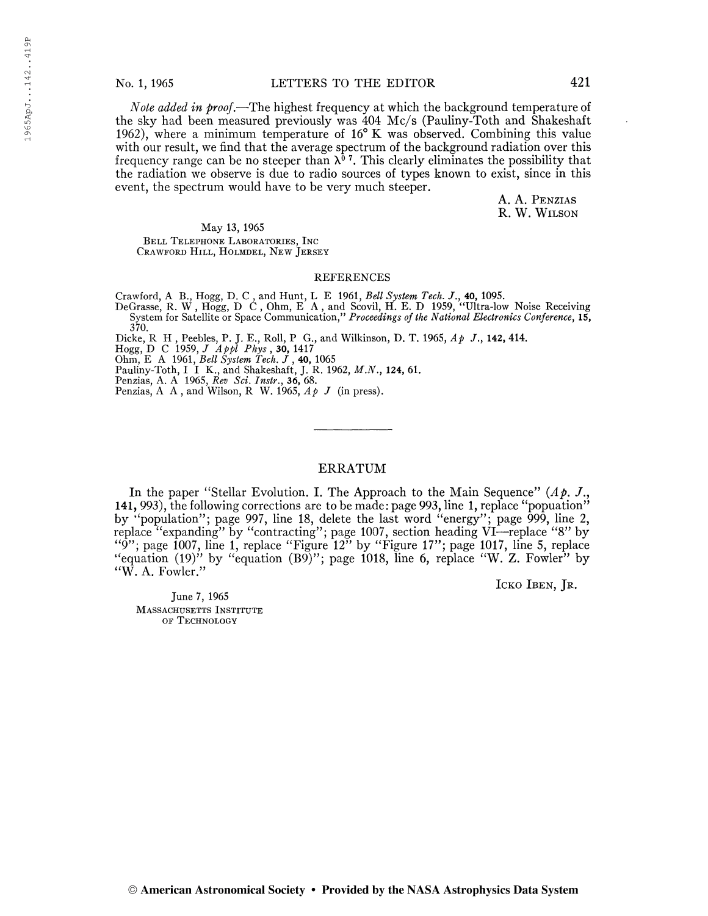*Note added in proof.*—The highest frequency at which the background temperature of the sky had been measured previously was 404 Mc/s (Pauliny-Toth and Shakeshaft 1962), where a minimum temperature of 16° K was observed. Combining this value with our result, we find that the average spectrum of the background radiation over this frequency range can be no steeper than $\lambda^{0.7}$. This clearly eliminates the possibility that the radiation we observe is due to radio sources of types known to exist, since in this event, the spectrum would have to be very much steeper.

A. A. PENZIAS
R. W. WILSON

May 13, 1965
BELL TELEPHONE LABORATORIES, INC
CRAWFORD HILL, HOLMDEL, NEW JERSEY

## REFERENCES

Crawford, A B., Hogg, D. C , and Hunt, L E 1961, *Bell System Tech. J.*, **40**, 1095.
DeGrasse, R. W , Hogg, D C , Ohm, E A , and Scovil, H. E. D 1959, "Ultra-low Noise Receiving System for Satellite or Space Communication," *Proceedings of the National Electronics Conference*, **15**, 370.
Dicke, R H , Peebles, P. J. E., Roll, P G., and Wilkinson, D. T. 1965, *Ap J.*, **142**, 414.
Hogg, D C 1959, *J Appl Phys* , **30**, 1417
Ohm, E A 1961, *Bell System Tech. J* , **40**, 1065
Pauliny-Toth, I I K., and Shakeshaft, J. R. 1962, *M.N.*, **124**, 61.
Penzias, A. A 1965, *Rev Sci. Instr.*, **36**, 68.
Penzias, A A , and Wilson, R W. 1965, *Ap J* (in press).

---

## ERRATUM

In the paper "Stellar Evolution. I. The Approach to the Main Sequence" (*Ap. J.*, **141**, 993), the following corrections are to be made: page 993, line 1, replace "popuation" by "population"; page 997, line 18, delete the last word "energy"; page 999, line 2, replace "expanding" by "contracting"; page 1007, section heading VI—replace "8" by "9"; page 1007, line 1, replace "Figure 12" by "Figure 17"; page 1017, line 5, replace "equation (19)" by "equation (B9)"; page 1018, line 6, replace "W. Z. Fowler" by "W. A. Fowler."

ICKO IBEN, JR.

June 7, 1965
MASSACHUSETTS INSTITUTE
OF TECHNOLOGY